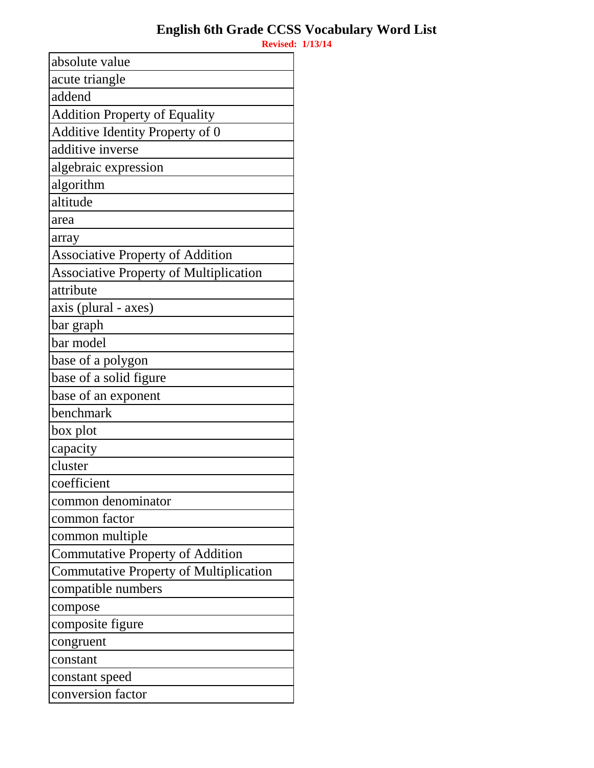# English 6th Grade CCSS Vocabulary Word List

**Revised: 1/13/14**

| absolute value |
|---|
| acute triangle |
| addend |
| Addition Property of Equality |
| Additive Identity Property of 0 |
| additive inverse |
| algebraic expression |
| algorithm |
| altitude |
| area |
| array |
| Associative Property of Addition |
| Associative Property of Multiplication |
| attribute |
| axis (plural - axes) |
| bar graph |
| bar model |
| base of a polygon |
| base of a solid figure |
| base of an exponent |
| benchmark |
| box plot |
| capacity |
| cluster |
| coefficient |
| common denominator |
| common factor |
| common multiple |
| Commutative Property of Addition |
| Commutative Property of Multiplication |
| compatible numbers |
| compose |
| composite figure |
| congruent |
| constant |
| constant speed |
| conversion factor |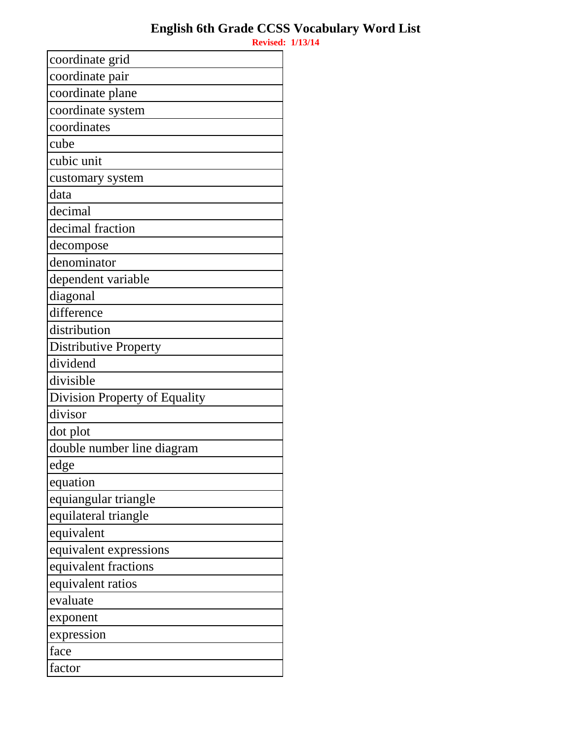# English 6th Grade CCSS Vocabulary Word List

**Revised: 1/13/14**

| coordinate grid |
|---|
| coordinate pair |
| coordinate plane |
| coordinate system |
| coordinates |
| cube |
| cubic unit |
| customary system |
| data |
| decimal |
| decimal fraction |
| decompose |
| denominator |
| dependent variable |
| diagonal |
| difference |
| distribution |
| Distributive Property |
| dividend |
| divisible |
| Division Property of Equality |
| divisor |
| dot plot |
| double number line diagram |
| edge |
| equation |
| equiangular triangle |
| equilateral triangle |
| equivalent |
| equivalent expressions |
| equivalent fractions |
| equivalent ratios |
| evaluate |
| exponent |
| expression |
| face |
| factor |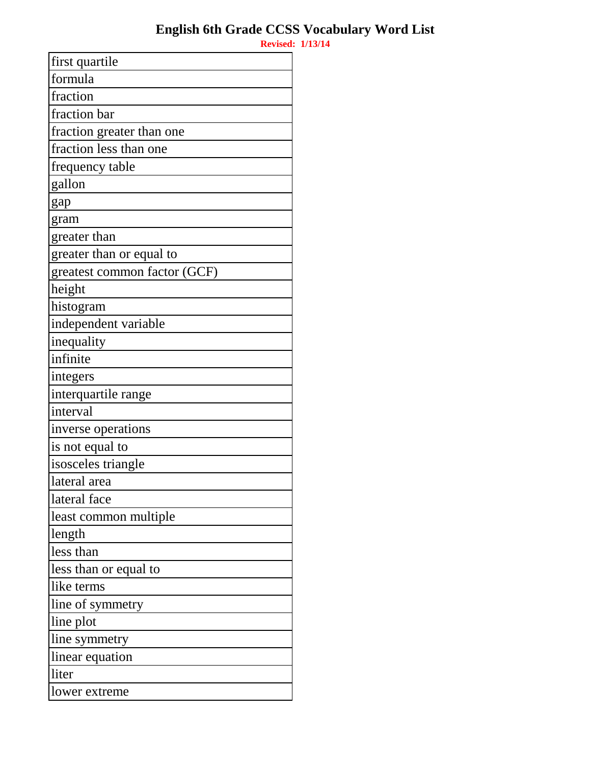# English 6th Grade CCSS Vocabulary Word List

**Revised: 1/13/14**

| |
|---|
| first quartile |
| formula |
| fraction |
| fraction bar |
| fraction greater than one |
| fraction less than one |
| frequency table |
| gallon |
| gap |
| gram |
| greater than |
| greater than or equal to |
| greatest common factor (GCF) |
| height |
| histogram |
| independent variable |
| inequality |
| infinite |
| integers |
| interquartile range |
| interval |
| inverse operations |
| is not equal to |
| isosceles triangle |
| lateral area |
| lateral face |
| least common multiple |
| length |
| less than |
| less than or equal to |
| like terms |
| line of symmetry |
| line plot |
| line symmetry |
| linear equation |
| liter |
| lower extreme |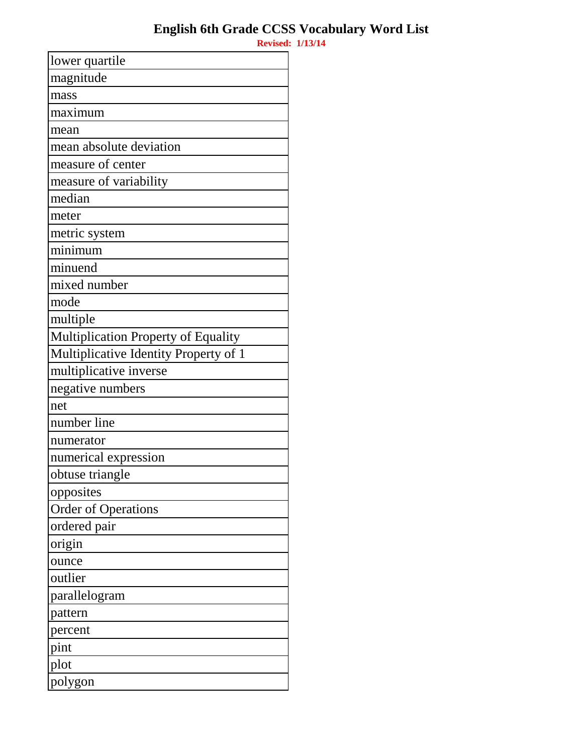# English 6th Grade CCSS Vocabulary Word List

**Revised: 1/13/14**

| lower quartile |
|---|
| magnitude |
| mass |
| maximum |
| mean |
| mean absolute deviation |
| measure of center |
| measure of variability |
| median |
| meter |
| metric system |
| minimum |
| minuend |
| mixed number |
| mode |
| multiple |
| Multiplication Property of Equality |
| Multiplicative Identity Property of 1 |
| multiplicative inverse |
| negative numbers |
| net |
| number line |
| numerator |
| numerical expression |
| obtuse triangle |
| opposites |
| Order of Operations |
| ordered pair |
| origin |
| ounce |
| outlier |
| parallelogram |
| pattern |
| percent |
| pint |
| plot |
| polygon |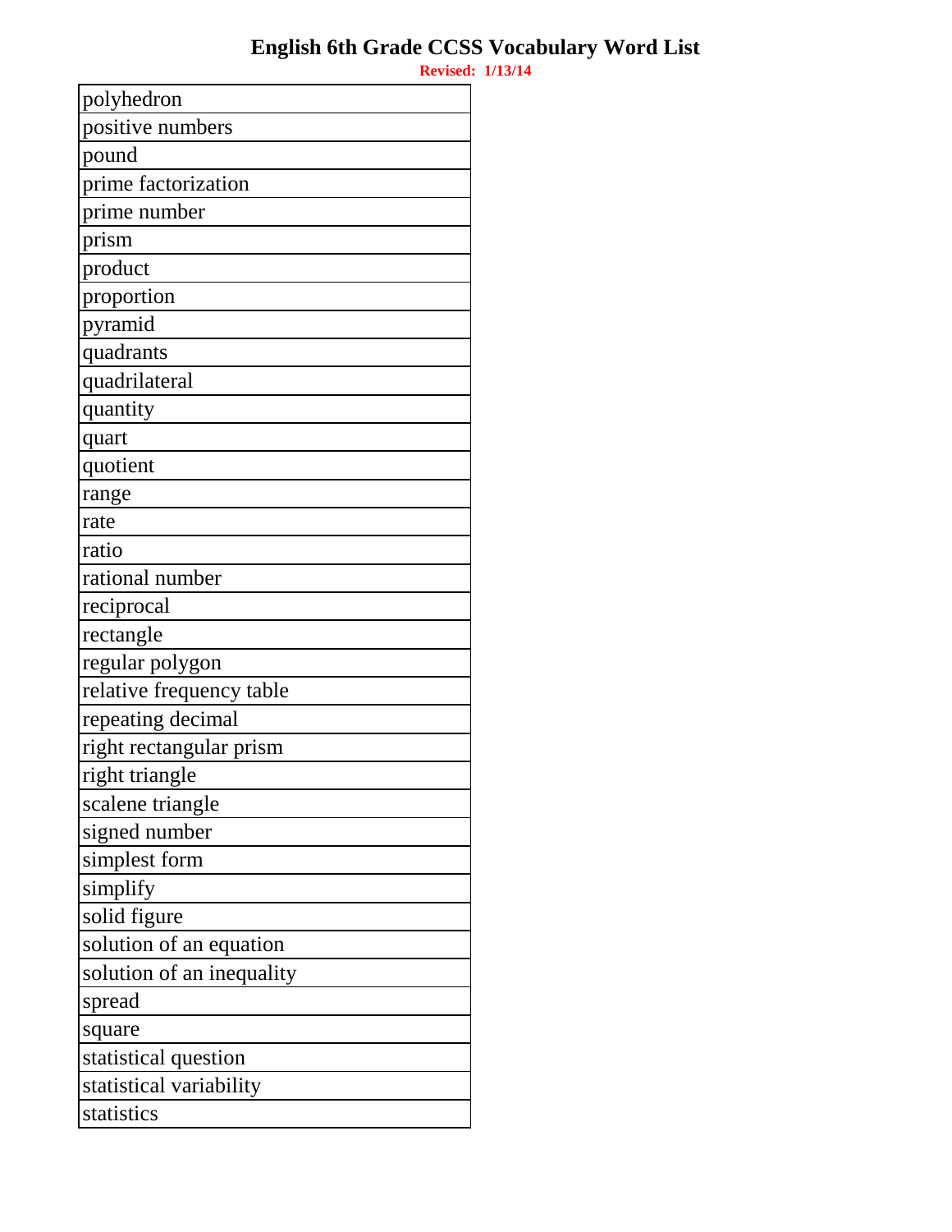# English 6th Grade CCSS Vocabulary Word List

**Revised: 1/13/14**

| polyhedron |
|---|
| positive numbers |
| pound |
| prime factorization |
| prime number |
| prism |
| product |
| proportion |
| pyramid |
| quadrants |
| quadrilateral |
| quantity |
| quart |
| quotient |
| range |
| rate |
| ratio |
| rational number |
| reciprocal |
| rectangle |
| regular polygon |
| relative frequency table |
| repeating decimal |
| right rectangular prism |
| right triangle |
| scalene triangle |
| signed number |
| simplest form |
| simplify |
| solid figure |
| solution of an equation |
| solution of an inequality |
| spread |
| square |
| statistical question |
| statistical variability |
| statistics |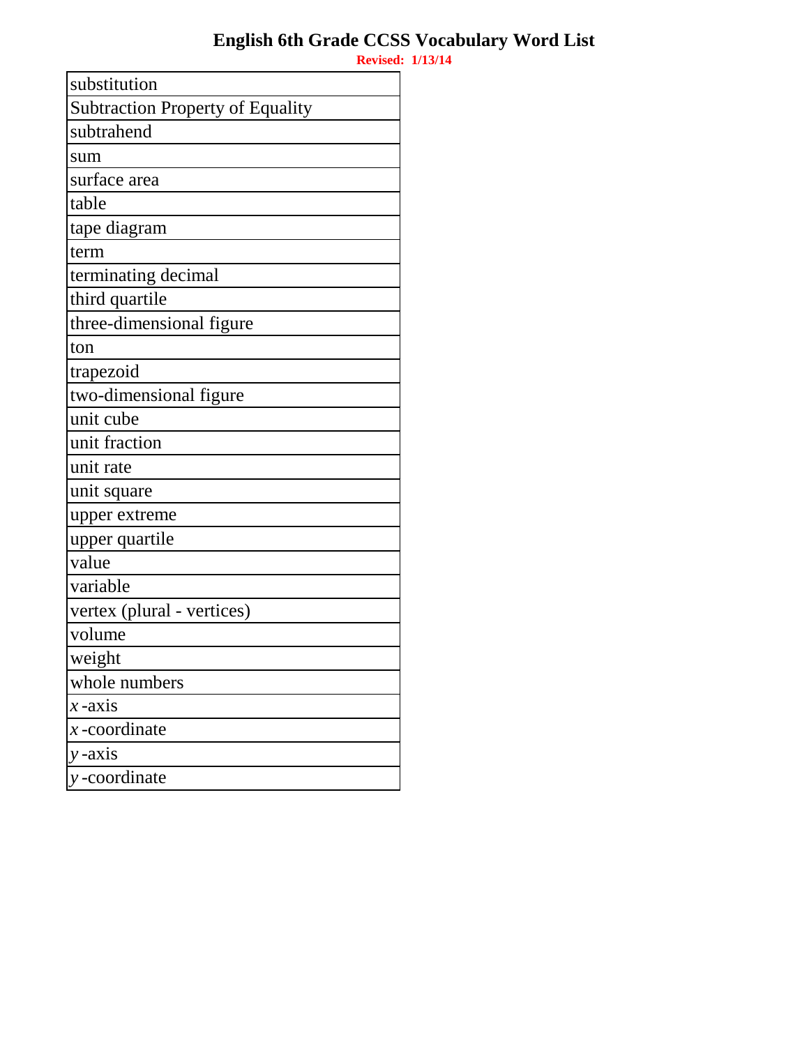# English 6th Grade CCSS Vocabulary Word List

**Revised: 1/13/14**

| |
|---|
| substitution |
| Subtraction Property of Equality |
| subtrahend |
| sum |
| surface area |
| table |
| tape diagram |
| term |
| terminating decimal |
| third quartile |
| three-dimensional figure |
| ton |
| trapezoid |
| two-dimensional figure |
| unit cube |
| unit fraction |
| unit rate |
| unit square |
| upper extreme |
| upper quartile |
| value |
| variable |
| vertex (plural - vertices) |
| volume |
| weight |
| whole numbers |
| $x$-axis |
| $x$-coordinate |
| $y$-axis |
| $y$-coordinate |